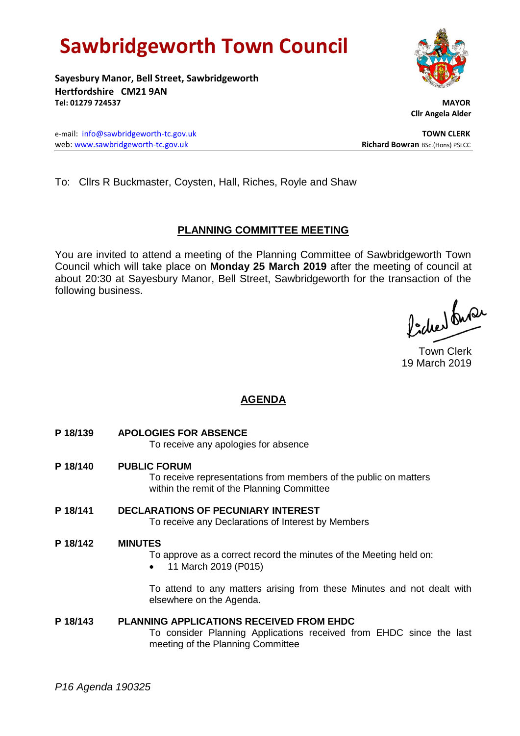# Sawbridgeworth Town Council

**Sayesbury Manor, Bell Street, Sawbridgeworth**
**Hertfordshire CM21 9AN**
**Tel: 01279 724537**

**MAYOR**
**Cllr Angela Alder**

e-mail: info@sawbridgeworth-tc.gov.uk
web: www.sawbridgeworth-tc.gov.uk

**TOWN CLERK**
**Richard Bowran** BSc.(Hons) PSLCC

To: Cllrs R Buckmaster, Coysten, Hall, Riches, Royle and Shaw

## PLANNING COMMITTEE MEETING

You are invited to attend a meeting of the Planning Committee of Sawbridgeworth Town Council which will take place on **Monday 25 March 2019** after the meeting of council at about 20:30 at Sayesbury Manor, Bell Street, Sawbridgeworth for the transaction of the following business.

Town Clerk
19 March 2019

## AGENDA

**P 18/139 APOLOGIES FOR ABSENCE**
To receive any apologies for absence

**P 18/140 PUBLIC FORUM**
To receive representations from members of the public on matters within the remit of the Planning Committee

**P 18/141 DECLARATIONS OF PECUNIARY INTEREST**
To receive any Declarations of Interest by Members

**P 18/142 MINUTES**
To approve as a correct record the minutes of the Meeting held on:

- 11 March 2019 (P015)

To attend to any matters arising from these Minutes and not dealt with elsewhere on the Agenda.

**P 18/143 PLANNING APPLICATIONS RECEIVED FROM EHDC**
To consider Planning Applications received from EHDC since the last meeting of the Planning Committee

*P16 Agenda 190325*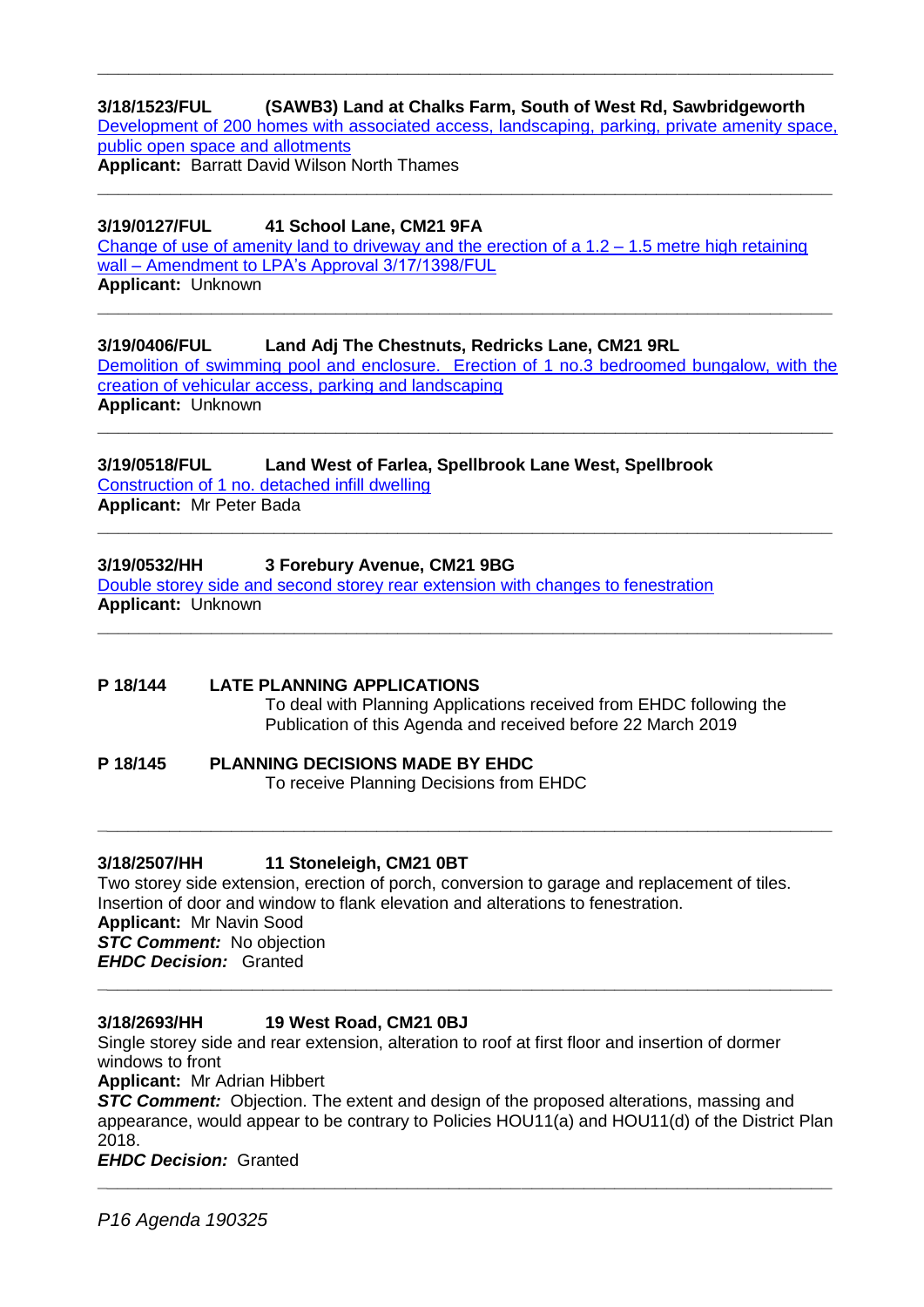---

**3/18/1523/FUL (SAWB3) Land at Chalks Farm, South of West Rd, Sawbridgeworth**
Development of 200 homes with associated access, landscaping, parking, private amenity space, public open space and allotments
**Applicant:** Barratt David Wilson North Thames

---

**3/19/0127/FUL 41 School Lane, CM21 9FA**
Change of use of amenity land to driveway and the erection of a 1.2 – 1.5 metre high retaining wall – Amendment to LPA's Approval 3/17/1398/FUL
**Applicant:** Unknown

---

**3/19/0406/FUL Land Adj The Chestnuts, Redricks Lane, CM21 9RL**
Demolition of swimming pool and enclosure. Erection of 1 no.3 bedroomed bungalow, with the creation of vehicular access, parking and landscaping
**Applicant:** Unknown

---

**3/19/0518/FUL Land West of Farlea, Spellbrook Lane West, Spellbrook**
Construction of 1 no. detached infill dwelling
**Applicant:** Mr Peter Bada

---

**3/19/0532/HH 3 Forebury Avenue, CM21 9BG**
Double storey side and second storey rear extension with changes to fenestration
**Applicant:** Unknown

---

**P 18/144 LATE PLANNING APPLICATIONS**
To deal with Planning Applications received from EHDC following the Publication of this Agenda and received before 22 March 2019

**P 18/145 PLANNING DECISIONS MADE BY EHDC**
To receive Planning Decisions from EHDC

---

**3/18/2507/HH 11 Stoneleigh, CM21 0BT**
Two storey side extension, erection of porch, conversion to garage and replacement of tiles. Insertion of door and window to flank elevation and alterations to fenestration.
**Applicant:** Mr Navin Sood
***STC Comment:*** No objection
***EHDC Decision:*** Granted

---

**3/18/2693/HH 19 West Road, CM21 0BJ**
Single storey side and rear extension, alteration to roof at first floor and insertion of dormer windows to front
**Applicant:** Mr Adrian Hibbert
***STC Comment:*** Objection. The extent and design of the proposed alterations, massing and appearance, would appear to be contrary to Policies HOU11(a) and HOU11(d) of the District Plan 2018.
***EHDC Decision:*** Granted

---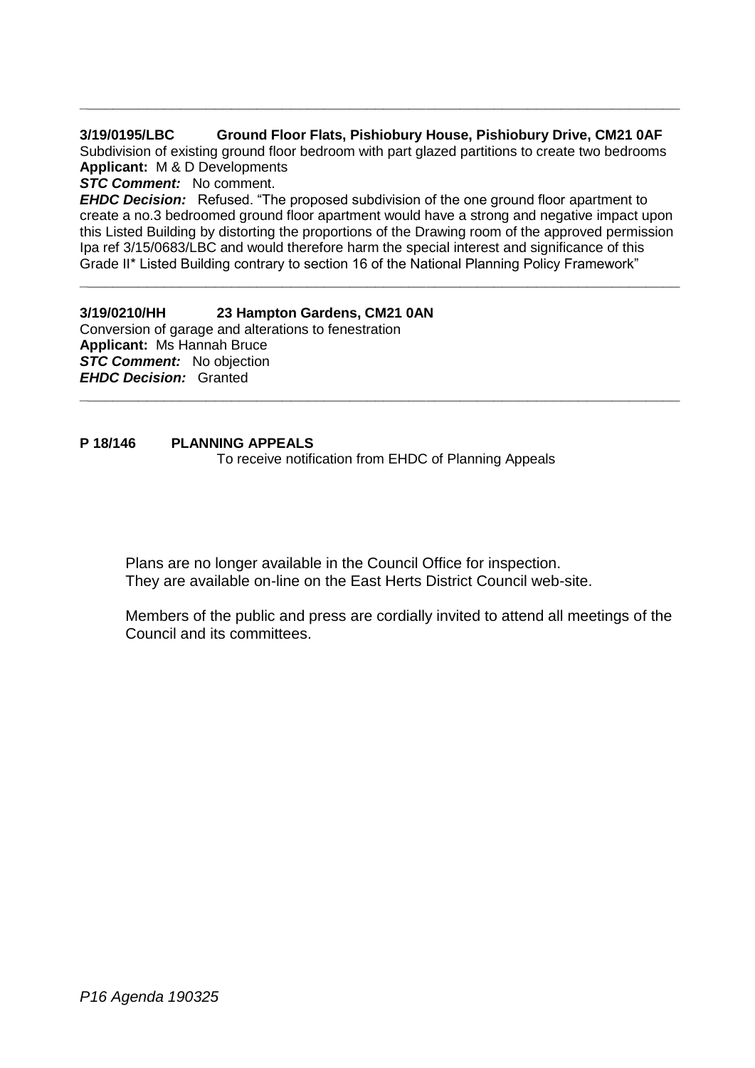---

**3/19/0195/LBC Ground Floor Flats, Pishiobury House, Pishiobury Drive, CM21 0AF**

Subdivision of existing ground floor bedroom with part glazed partitions to create two bedrooms

**Applicant:** M & D Developments

***STC Comment:*** No comment.

***EHDC Decision:*** Refused. "The proposed subdivision of the one ground floor apartment to create a no.3 bedroomed ground floor apartment would have a strong and negative impact upon this Listed Building by distorting the proportions of the Drawing room of the approved permission lpa ref 3/15/0683/LBC and would therefore harm the special interest and significance of this Grade II* Listed Building contrary to section 16 of the National Planning Policy Framework"

---

**3/19/0210/HH 23 Hampton Gardens, CM21 0AN**

Conversion of garage and alterations to fenestration

**Applicant:** Ms Hannah Bruce

***STC Comment:*** No objection

***EHDC Decision:*** Granted

---

**P 18/146 PLANNING APPEALS**

To receive notification from EHDC of Planning Appeals

Plans are no longer available in the Council Office for inspection. They are available on-line on the East Herts District Council web-site.

Members of the public and press are cordially invited to attend all meetings of the Council and its committees.